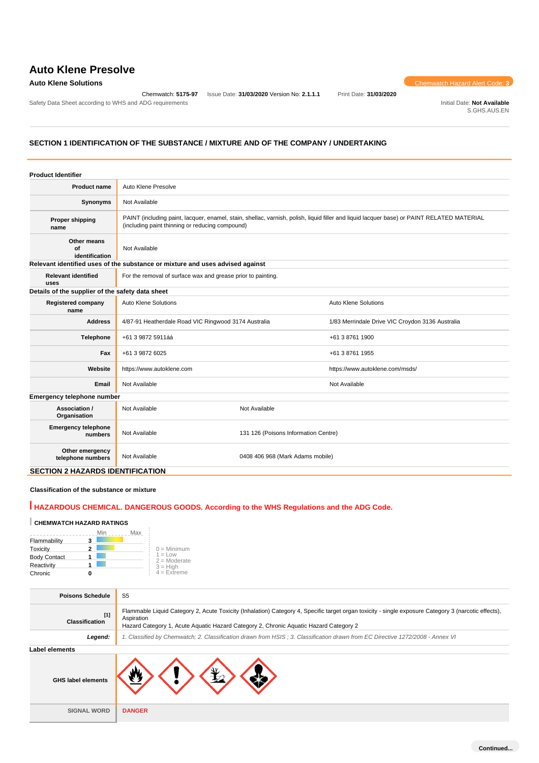# Auto Klene Presolve

**Auto Klene Solutions**

Chemwatch Hazard Alert Code: **3**

Chemwatch: **5175-97** Issue Date: **31/03/2020** Version No: **2.1.1.1** Print Date: **31/03/2020**

Safety Data Sheet according to WHS and ADG requirements

Initial Date: **Not Available**
S.GHS.AUS.EN

## SECTION 1 IDENTIFICATION OF THE SUBSTANCE / MIXTURE AND OF THE COMPANY / UNDERTAKING

### Product Identifier

| | |
|---|---|
| **Product name** | Auto Klene Presolve |
| **Synonyms** | Not Available |
| **Proper shipping name** | PAINT (including paint, lacquer, enamel, stain, shellac, varnish, polish, liquid filler and liquid lacquer base) or PAINT RELATED MATERIAL (including paint thinning or reducing compound) |
| **Other means of identification** | Not Available |

### Relevant identified uses of the substance or mixture and uses advised against

| | |
|---|---|
| **Relevant identified uses** | For the removal of surface wax and grease prior to painting. |

### Details of the supplier of the safety data sheet

| | | |
|---|---|---|
| **Registered company name** | Auto Klene Solutions | Auto Klene Solutions |
| **Address** | 4/87-91 Heatherdale Road VIC Ringwood 3174 Australia | 1/83 Merrindale Drive VIC Croydon 3136 Australia |
| **Telephone** | +61 3 9872 5911áá | +61 3 8761 1900 |
| **Fax** | +61 3 9872 6025 | +61 3 8761 1955 |
| **Website** | https://www.autoklene.com | https://www.autoklene.com/msds/ |
| **Email** | Not Available | Not Available |

### Emergency telephone number

| | | |
|---|---|---|
| **Association / Organisation** | Not Available | Not Available |
| **Emergency telephone numbers** | Not Available | 131 126 (Poisons Information Centre) |
| **Other emergency telephone numbers** | Not Available | 0408 406 968 (Mark Adams mobile) |

## SECTION 2 HAZARDS IDENTIFICATION

### Classification of the substance or mixture

**HAZARDOUS CHEMICAL. DANGEROUS GOODS. According to the WHS Regulations and the ADG Code.**

**CHEMWATCH HAZARD RATINGS**

Min Max
Flammability 3
Toxicity 2
Body Contact 1
Reactivity 1
Chronic 0

0 = Minimum
1 = Low
2 = Moderate
3 = High
4 = Extreme

| | |
|---|---|
| **Poisons Schedule** | S5 |
| **Classification** [1] | Flammable Liquid Category 2, Acute Toxicity (Inhalation) Category 4, Specific target organ toxicity - single exposure Category 3 (narcotic effects), Aspiration Hazard Category 1, Acute Aquatic Hazard Category 2, Chronic Aquatic Hazard Category 2 |
| ***Legend:*** | *1. Classified by Chemwatch; 2. Classification drawn from HSIS ; 3. Classification drawn from EC Directive 1272/2008 - Annex VI* |

### Label elements

| | |
|---|---|
| **GHS label elements** | |
| **SIGNAL WORD** | **DANGER** |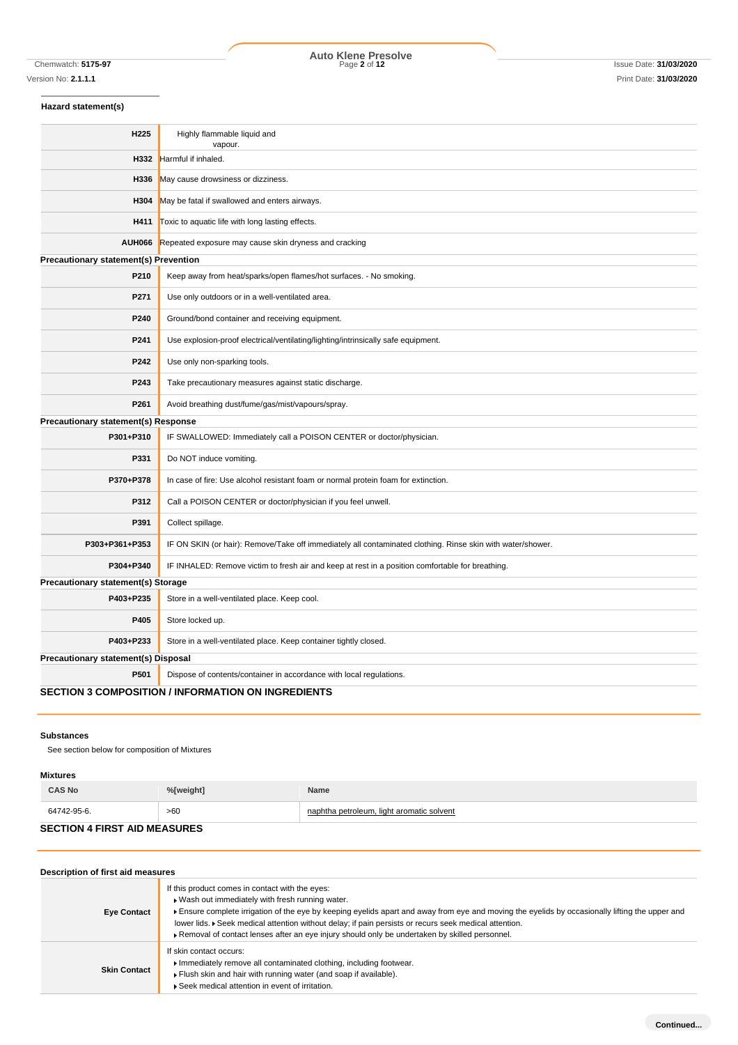### Hazard statement(s)

| | |
|---|---|
| H225 | Highly flammable liquid and vapour. |
| H332 | Harmful if inhaled. |
| H336 | May cause drowsiness or dizziness. |
| H304 | May be fatal if swallowed and enters airways. |
| H411 | Toxic to aquatic life with long lasting effects. |
| AUH066 | Repeated exposure may cause skin dryness and cracking |

### Precautionary statement(s) Prevention

| | |
|---|---|
| P210 | Keep away from heat/sparks/open flames/hot surfaces. - No smoking. |
| P271 | Use only outdoors or in a well-ventilated area. |
| P240 | Ground/bond container and receiving equipment. |
| P241 | Use explosion-proof electrical/ventilating/lighting/intrinsically safe equipment. |
| P242 | Use only non-sparking tools. |
| P243 | Take precautionary measures against static discharge. |
| P261 | Avoid breathing dust/fume/gas/mist/vapours/spray. |

### Precautionary statement(s) Response

| | |
|---|---|
| P301+P310 | IF SWALLOWED: Immediately call a POISON CENTER or doctor/physician. |
| P331 | Do NOT induce vomiting. |
| P370+P378 | In case of fire: Use alcohol resistant foam or normal protein foam for extinction. |
| P312 | Call a POISON CENTER or doctor/physician if you feel unwell. |
| P391 | Collect spillage. |
| P303+P361+P353 | IF ON SKIN (or hair): Remove/Take off immediately all contaminated clothing. Rinse skin with water/shower. |
| P304+P340 | IF INHALED: Remove victim to fresh air and keep at rest in a position comfortable for breathing. |

### Precautionary statement(s) Storage

| | |
|---|---|
| P403+P235 | Store in a well-ventilated place. Keep cool. |
| P405 | Store locked up. |
| P403+P233 | Store in a well-ventilated place. Keep container tightly closed. |

### Precautionary statement(s) Disposal

| | |
|---|---|
| P501 | Dispose of contents/container in accordance with local regulations. |

## SECTION 3 COMPOSITION / INFORMATION ON INGREDIENTS

### Substances

See section below for composition of Mixtures

### Mixtures

| CAS No | %[weight] | Name |
|---|---|---|
| 64742-95-6. | >60 | naphtha petroleum, light aromatic solvent |

## SECTION 4 FIRST AID MEASURES

### Description of first aid measures

| | |
|---|---|
| Eye Contact | If this product comes in contact with the eyes:<br>▸ Wash out immediately with fresh running water.<br>▸ Ensure complete irrigation of the eye by keeping eyelids apart and away from eye and moving the eyelids by occasionally lifting the upper and lower lids. ▸ Seek medical attention without delay; if pain persists or recurs seek medical attention.<br>▸ Removal of contact lenses after an eye injury should only be undertaken by skilled personnel. |
| Skin Contact | If skin contact occurs:<br>▸ Immediately remove all contaminated clothing, including footwear.<br>▸ Flush skin and hair with running water (and soap if available).<br>▸ Seek medical attention in event of irritation. |

Continued...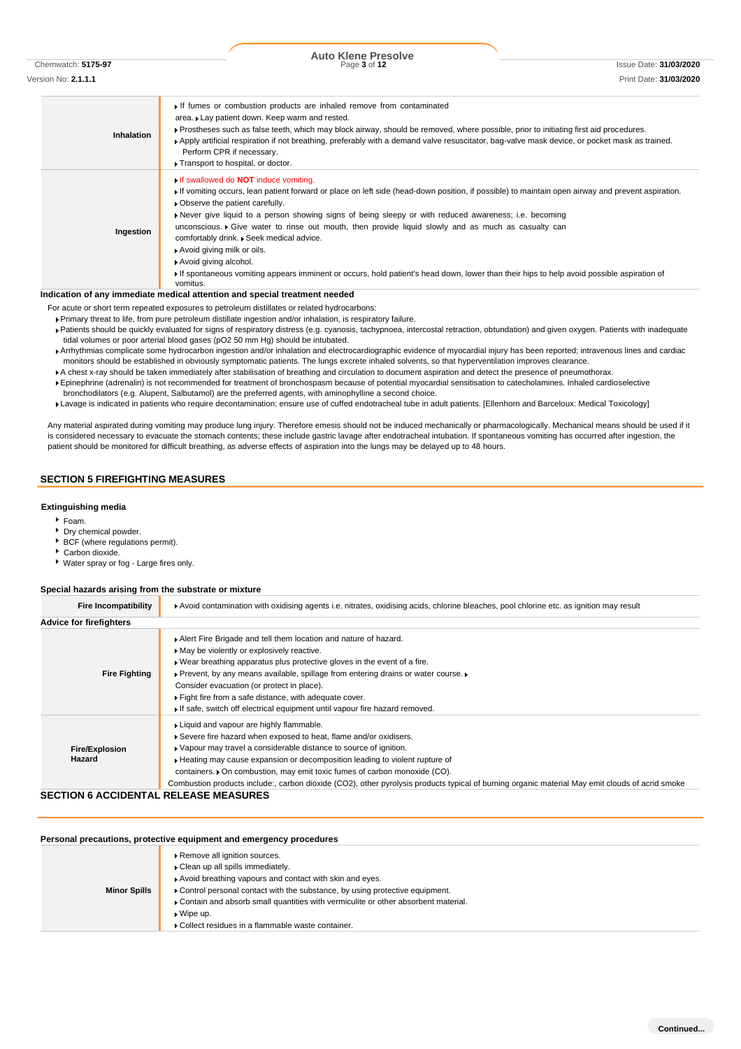| | |
|---|---|
| **Inhalation** | ▸ If fumes or combustion products are inhaled remove from contaminated area. ▸ Lay patient down. Keep warm and rested.<br>▸ Prostheses such as false teeth, which may block airway, should be removed, where possible, prior to initiating first aid procedures.<br>▸ Apply artificial respiration if not breathing, preferably with a demand valve resuscitator, bag-valve mask device, or pocket mask as trained. Perform CPR if necessary.<br>▸ Transport to hospital, or doctor. |
| **Ingestion** | ▸ If swallowed do **NOT** induce vomiting.<br>▸ If vomiting occurs, lean patient forward or place on left side (head-down position, if possible) to maintain open airway and prevent aspiration.<br>▸ Observe the patient carefully.<br>▸ Never give liquid to a person showing signs of being sleepy or with reduced awareness; i.e. becoming unconscious. ▸ Give water to rinse out mouth, then provide liquid slowly and as much as casualty can comfortably drink. ▸ Seek medical advice.<br>▸ Avoid giving milk or oils.<br>▸ Avoid giving alcohol.<br>▸ If spontaneous vomiting appears imminent or occurs, hold patient's head down, lower than their hips to help avoid possible aspiration of vomitus. |

### Indication of any immediate medical attention and special treatment needed

For acute or short term repeated exposures to petroleum distillates or related hydrocarbons:

- Primary threat to life, from pure petroleum distillate ingestion and/or inhalation, is respiratory failure.
- Patients should be quickly evaluated for signs of respiratory distress (e.g. cyanosis, tachypnoea, intercostal retraction, obtundation) and given oxygen. Patients with inadequate tidal volumes or poor arterial blood gases ($pO_2$ 50 mm Hg) should be intubated.
- Arrhythmias complicate some hydrocarbon ingestion and/or inhalation and electrocardiographic evidence of myocardial injury has been reported; intravenous lines and cardiac monitors should be established in obviously symptomatic patients. The lungs excrete inhaled solvents, so that hyperventilation improves clearance.
- A chest x-ray should be taken immediately after stabilisation of breathing and circulation to document aspiration and detect the presence of pneumothorax.
- Epinephrine (adrenalin) is not recommended for treatment of bronchospasm because of potential myocardial sensitisation to catecholamines. Inhaled cardioselective bronchodilators (e.g. Alupent, Salbutamol) are the preferred agents, with aminophylline a second choice.
- Lavage is indicated in patients who require decontamination; ensure use of cuffed endotracheal tube in adult patients. [Ellenhorn and Barceloux: Medical Toxicology]

Any material aspirated during vomiting may produce lung injury. Therefore emesis should not be induced mechanically or pharmacologically. Mechanical means should be used if it is considered necessary to evacuate the stomach contents; these include gastric lavage after endotracheal intubation. If spontaneous vomiting has occurred after ingestion, the patient should be monitored for difficult breathing, as adverse effects of aspiration into the lungs may be delayed up to 48 hours.

## SECTION 5 FIREFIGHTING MEASURES

### Extinguishing media

- Foam.
- Dry chemical powder.
- BCF (where regulations permit).
- Carbon dioxide.
- Water spray or fog - Large fires only.

### Special hazards arising from the substrate or mixture

| | |
|---|---|
| **Fire Incompatibility** | ▸ Avoid contamination with oxidising agents i.e. nitrates, oxidising acids, chlorine bleaches, pool chlorine etc. as ignition may result |

### Advice for firefighters

| | |
|---|---|
| **Fire Fighting** | ▸ Alert Fire Brigade and tell them location and nature of hazard.<br>▸ May be violently or explosively reactive.<br>▸ Wear breathing apparatus plus protective gloves in the event of a fire.<br>▸ Prevent, by any means available, spillage from entering drains or water course. ▸ Consider evacuation (or protect in place).<br>▸ Fight fire from a safe distance, with adequate cover.<br>▸ If safe, switch off electrical equipment until vapour fire hazard removed. |
| **Fire/Explosion Hazard** | ▸ Liquid and vapour are highly flammable.<br>▸ Severe fire hazard when exposed to heat, flame and/or oxidisers.<br>▸ Vapour may travel a considerable distance to source of ignition.<br>▸ Heating may cause expansion or decomposition leading to violent rupture of containers. ▸ On combustion, may emit toxic fumes of carbon monoxide (CO).<br>Combustion products include:, carbon dioxide ($CO_2$), other pyrolysis products typical of burning organic material May emit clouds of acrid smoke |

## SECTION 6 ACCIDENTAL RELEASE MEASURES

### Personal precautions, protective equipment and emergency procedures

| | |
|---|---|
| **Minor Spills** | ▸ Remove all ignition sources.<br>▸ Clean up all spills immediately.<br>▸ Avoid breathing vapours and contact with skin and eyes.<br>▸ Control personal contact with the substance, by using protective equipment.<br>▸ Contain and absorb small quantities with vermiculite or other absorbent material.<br>▸ Wipe up.<br>▸ Collect residues in a flammable waste container. |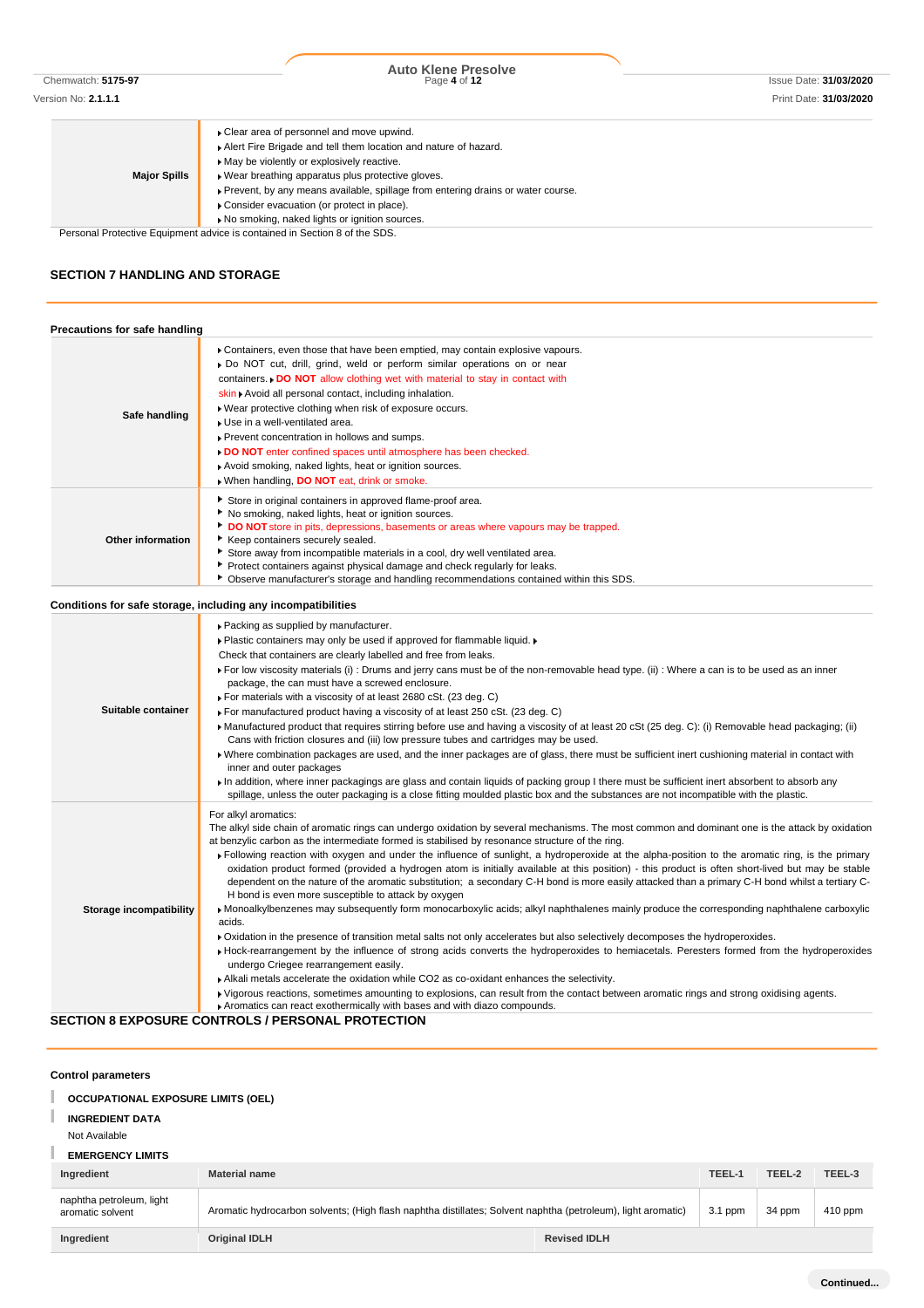| | |
|---|---|
| **Major Spills** | ▸ Clear area of personnel and move upwind.<br>▸ Alert Fire Brigade and tell them location and nature of hazard.<br>▸ May be violently or explosively reactive.<br>▸ Wear breathing apparatus plus protective gloves.<br>▸ Prevent, by any means available, spillage from entering drains or water course.<br>▸ Consider evacuation (or protect in place).<br>▸ No smoking, naked lights or ignition sources. |

Personal Protective Equipment advice is contained in Section 8 of the SDS.

## SECTION 7 HANDLING AND STORAGE

### Precautions for safe handling

| | |
|---|---|
| **Safe handling** | ▸ Containers, even those that have been emptied, may contain explosive vapours.<br>▸ Do NOT cut, drill, grind, weld or perform similar operations on or near containers. ▸ **DO NOT** allow clothing wet with material to stay in contact with skin ▸ Avoid all personal contact, including inhalation.<br>▸ Wear protective clothing when risk of exposure occurs.<br>▸ Use in a well-ventilated area.<br>▸ Prevent concentration in hollows and sumps.<br>▸ **DO NOT** enter confined spaces until atmosphere has been checked.<br>▸ Avoid smoking, naked lights, heat or ignition sources.<br>▸ When handling, **DO NOT** eat, drink or smoke. |
| **Other information** | ▸ Store in original containers in approved flame-proof area.<br>▸ No smoking, naked lights, heat or ignition sources.<br>▸ **DO NOT** store in pits, depressions, basements or areas where vapours may be trapped.<br>▸ Keep containers securely sealed.<br>▸ Store away from incompatible materials in a cool, dry well ventilated area.<br>▸ Protect containers against physical damage and check regularly for leaks.<br>▸ Observe manufacturer's storage and handling recommendations contained within this SDS. |

### Conditions for safe storage, including any incompatibilities

| | |
|---|---|
| **Suitable container** | ▸ Packing as supplied by manufacturer.<br>▸ Plastic containers may only be used if approved for flammable liquid. ▸<br>Check that containers are clearly labelled and free from leaks.<br>▸ For low viscosity materials (i) : Drums and jerry cans must be of the non-removable head type. (ii) : Where a can is to be used as an inner package, the can must have a screwed enclosure.<br>▸ For materials with a viscosity of at least 2680 cSt. (23 deg. C)<br>▸ For manufactured product having a viscosity of at least 250 cSt. (23 deg. C)<br>▸ Manufactured product that requires stirring before use and having a viscosity of at least 20 cSt (25 deg. C): (i) Removable head packaging; (ii) Cans with friction closures and (iii) low pressure tubes and cartridges may be used.<br>▸ Where combination packages are used, and the inner packages are of glass, there must be sufficient inert cushioning material in contact with inner and outer packages<br>▸ In addition, where inner packagings are glass and contain liquids of packing group I there must be sufficient inert absorbent to absorb any spillage, unless the outer packaging is a close fitting moulded plastic box and the substances are not incompatible with the plastic. |
| **Storage incompatibility** | For alkyl aromatics:<br>The alkyl side chain of aromatic rings can undergo oxidation by several mechanisms. The most common and dominant one is the attack by oxidation at benzylic carbon as the intermediate formed is stabilised by resonance structure of the ring.<br>▸ Following reaction with oxygen and under the influence of sunlight, a hydroperoxide at the alpha-position to the aromatic ring, is the primary oxidation product formed (provided a hydrogen atom is initially available at this position) - this product is often short-lived but may be stable dependent on the nature of the aromatic substitution; a secondary C-H bond is more easily attacked than a primary C-H bond whilst a tertiary C-H bond is even more susceptible to attack by oxygen<br>▸ Monoalkylbenzenes may subsequently form monocarboxylic acids; alkyl naphthalenes mainly produce the corresponding naphthalene carboxylic acids.<br>▸ Oxidation in the presence of transition metal salts not only accelerates but also selectively decomposes the hydroperoxides.<br>▸ Hock-rearrangement by the influence of strong acids converts the hydroperoxides to hemiacetals. Peresters formed from the hydroperoxides undergo Criegee rearrangement easily.<br>▸ Alkali metals accelerate the oxidation while CO2 as co-oxidant enhances the selectivity.<br>▸ Vigorous reactions, sometimes amounting to explosions, can result from the contact between aromatic rings and strong oxidising agents.<br>▸ Aromatics can react exothermically with bases and with diazo compounds. |

## SECTION 8 EXPOSURE CONTROLS / PERSONAL PROTECTION

### Control parameters

**OCCUPATIONAL EXPOSURE LIMITS (OEL)**

**INGREDIENT DATA**

Not Available

**EMERGENCY LIMITS**

| Ingredient | Material name | TEEL-1 | TEEL-2 | TEEL-3 |
|---|---|---|---|---|
| naphtha petroleum, light aromatic solvent | Aromatic hydrocarbon solvents; (High flash naphtha distillates; Solvent naphtha (petroleum), light aromatic) | 3.1 ppm | 34 ppm | 410 ppm |

| Ingredient | Original IDLH | Revised IDLH |
|---|---|---|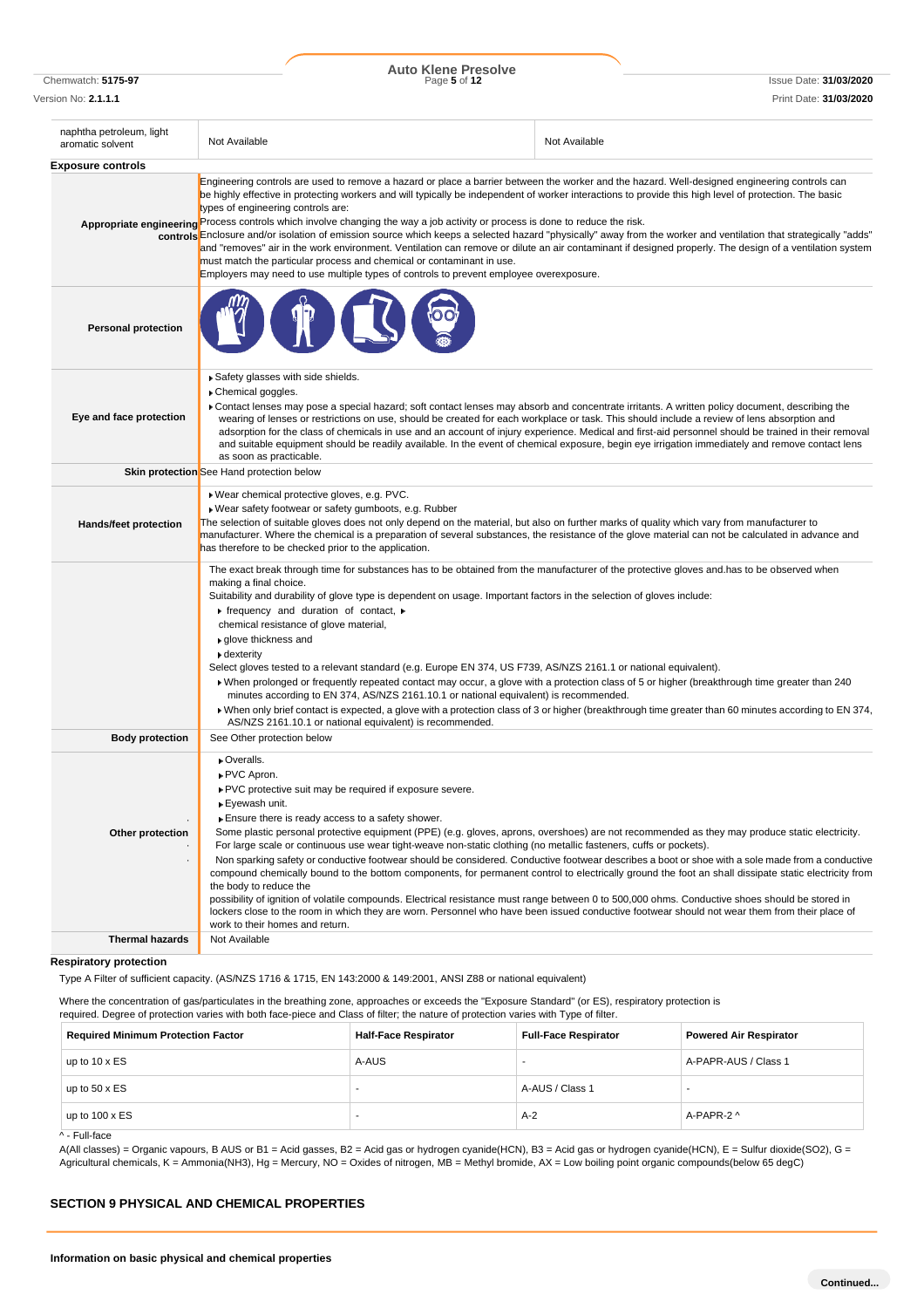| | | |
|---|---|---|
| naphtha petroleum, light aromatic solvent | Not Available | Not Available |

**Exposure controls**

| | |
|---|---|
| **Appropriate engineering controls** | Engineering controls are used to remove a hazard or place a barrier between the worker and the hazard. Well-designed engineering controls can be highly effective in protecting workers and will typically be independent of worker interactions to provide this high level of protection. The basic types of engineering controls are: Process controls which involve changing the way a job activity or process is done to reduce the risk. Enclosure and/or isolation of emission source which keeps a selected hazard "physically" away from the worker and ventilation that strategically "adds" and "removes" air in the work environment. Ventilation can remove or dilute an air contaminant if designed properly. The design of a ventilation system must match the particular process and chemical or contaminant in use. Employers may need to use multiple types of controls to prevent employee overexposure. |
| **Personal protection** | |
| **Eye and face protection** | ▸ Safety glasses with side shields.<br>▸ Chemical goggles.<br>▸ Contact lenses may pose a special hazard; soft contact lenses may absorb and concentrate irritants. A written policy document, describing the wearing of lenses or restrictions on use, should be created for each workplace or task. This should include a review of lens absorption and adsorption for the class of chemicals in use and an account of injury experience. Medical and first-aid personnel should be trained in their removal and suitable equipment should be readily available. In the event of chemical exposure, begin eye irrigation immediately and remove contact lens as soon as practicable. |
| **Skin protection** | See Hand protection below |
| **Hands/feet protection** | ▸ Wear chemical protective gloves, e.g. PVC.<br>▸ Wear safety footwear or safety gumboots, e.g. Rubber<br>The selection of suitable gloves does not only depend on the material, but also on further marks of quality which vary from manufacturer to manufacturer. Where the chemical is a preparation of several substances, the resistance of the glove material can not be calculated in advance and has therefore to be checked prior to the application. |
| | The exact break through time for substances has to be obtained from the manufacturer of the protective gloves and.has to be observed when making a final choice.<br>Suitability and durability of glove type is dependent on usage. Important factors in the selection of gloves include:<br>▸ frequency and duration of contact, ▸<br>chemical resistance of glove material,<br>▸ glove thickness and<br>▸ dexterity<br>Select gloves tested to a relevant standard (e.g. Europe EN 374, US F739, AS/NZS 2161.1 or national equivalent).<br>▸ When prolonged or frequently repeated contact may occur, a glove with a protection class of 5 or higher (breakthrough time greater than 240 minutes according to EN 374, AS/NZS 2161.10.1 or national equivalent) is recommended.<br>▸ When only brief contact is expected, a glove with a protection class of 3 or higher (breakthrough time greater than 60 minutes according to EN 374, AS/NZS 2161.10.1 or national equivalent) is recommended. |
| **Body protection** | See Other protection below |
| **Other protection** | ▸ Overalls.<br>▸ PVC Apron.<br>▸ PVC protective suit may be required if exposure severe.<br>▸ Eyewash unit.<br>▸ Ensure there is ready access to a safety shower.<br>Some plastic personal protective equipment (PPE) (e.g. gloves, aprons, overshoes) are not recommended as they may produce static electricity.<br>For large scale or continuous use wear tight-weave non-static clothing (no metallic fasteners, cuffs or pockets).<br>Non sparking safety or conductive footwear should be considered. Conductive footwear describes a boot or shoe with a sole made from a conductive compound chemically bound to the bottom components, for permanent control to electrically ground the foot an shall dissipate static electricity from the body to reduce the possibility of ignition of volatile compounds. Electrical resistance must range between 0 to 500,000 ohms. Conductive shoes should be stored in lockers close to the room in which they are worn. Personnel who have been issued conductive footwear should not wear them from their place of work to their homes and return. |
| **Thermal hazards** | Not Available |

**Respiratory protection**

Type A Filter of sufficient capacity. (AS/NZS 1716 & 1715, EN 143:2000 & 149:2001, ANSI Z88 or national equivalent)

Where the concentration of gas/particulates in the breathing zone, approaches or exceeds the "Exposure Standard" (or ES), respiratory protection is required. Degree of protection varies with both face-piece and Class of filter; the nature of protection varies with Type of filter.

| Required Minimum Protection Factor | Half-Face Respirator | Full-Face Respirator | Powered Air Respirator |
|---|---|---|---|
| up to 10 x ES | A-AUS | - | A-PAPR-AUS / Class 1 |
| up to 50 x ES | - | A-AUS / Class 1 | - |
| up to 100 x ES | - | A-2 | A-PAPR-2 ^ |

^ - Full-face

A(All classes) = Organic vapours, B AUS or B1 = Acid gasses, B2 = Acid gas or hydrogen cyanide(HCN), B3 = Acid gas or hydrogen cyanide(HCN), E = Sulfur dioxide(SO2), G = Agricultural chemicals, K = Ammonia(NH3), Hg = Mercury, NO = Oxides of nitrogen, MB = Methyl bromide, AX = Low boiling point organic compounds(below 65 degC)

## SECTION 9 PHYSICAL AND CHEMICAL PROPERTIES

**Information on basic physical and chemical properties**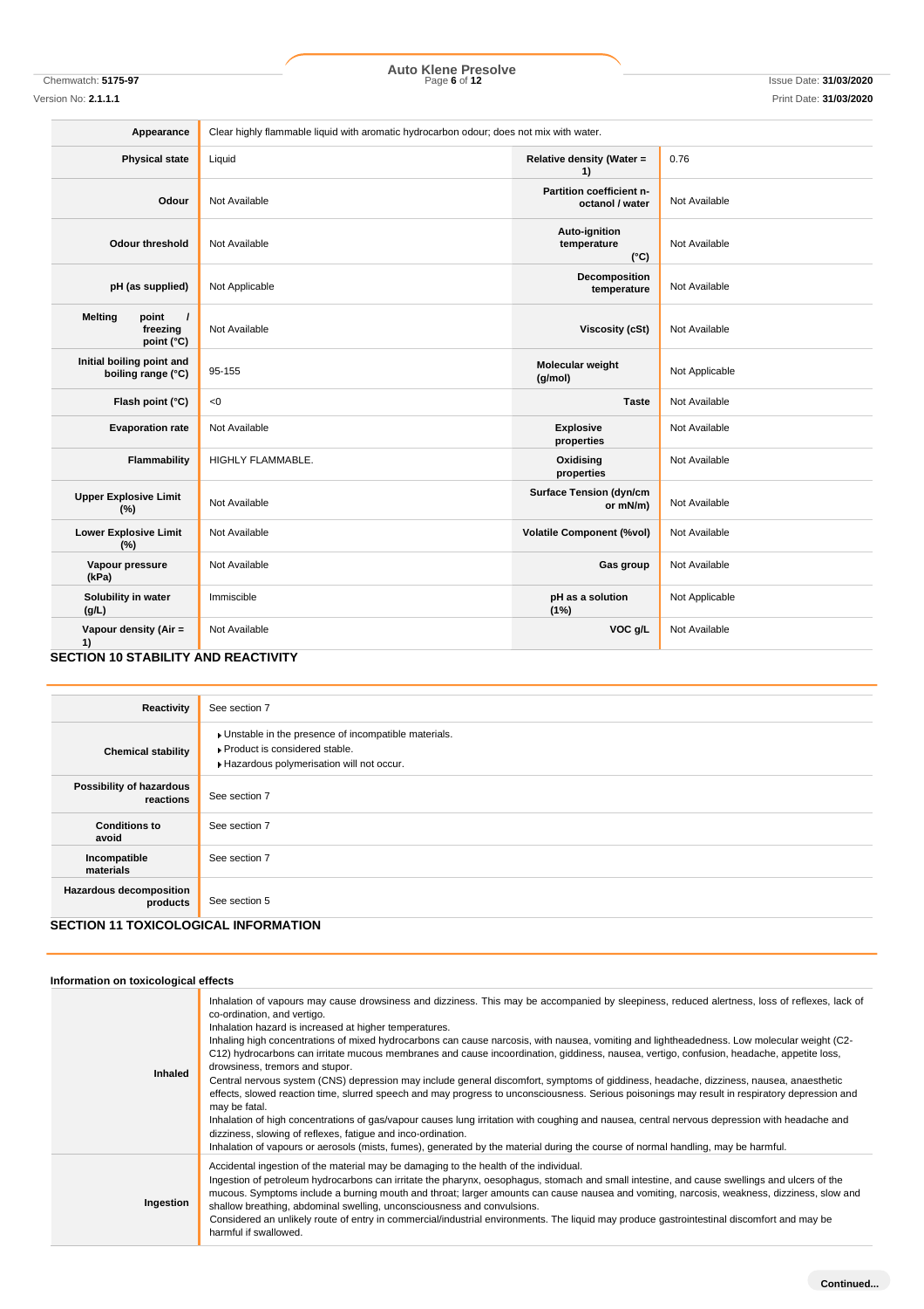| | | | |
|---|---|---|---|
| **Appearance** | Clear highly flammable liquid with aromatic hydrocarbon odour; does not mix with water. | | |
| **Physical state** | Liquid | **Relative density (Water = 1)** | 0.76 |
| **Odour** | Not Available | **Partition coefficient n-octanol / water** | Not Available |
| **Odour threshold** | Not Available | **Auto-ignition temperature (°C)** | Not Available |
| **pH (as supplied)** | Not Applicable | **Decomposition temperature** | Not Available |
| **Melting point / freezing point (°C)** | Not Available | **Viscosity (cSt)** | Not Available |
| **Initial boiling point and boiling range (°C)** | 95-155 | **Molecular weight (g/mol)** | Not Applicable |
| **Flash point (°C)** | <0 | **Taste** | Not Available |
| **Evaporation rate** | Not Available | **Explosive properties** | Not Available |
| **Flammability** | HIGHLY FLAMMABLE. | **Oxidising properties** | Not Available |
| **Upper Explosive Limit (%)** | Not Available | **Surface Tension (dyn/cm or mN/m)** | Not Available |
| **Lower Explosive Limit (%)** | Not Available | **Volatile Component (%vol)** | Not Available |
| **Vapour pressure (kPa)** | Not Available | **Gas group** | Not Available |
| **Solubility in water (g/L)** | Immiscible | **pH as a solution (1%)** | Not Applicable |
| **Vapour density (Air = 1)** | Not Available | **VOC g/L** | Not Available |

## SECTION 10 STABILITY AND REACTIVITY

| | |
|---|---|
| **Reactivity** | See section 7 |
| **Chemical stability** | ▸ Unstable in the presence of incompatible materials.<br>▸ Product is considered stable.<br>▸ Hazardous polymerisation will not occur. |
| **Possibility of hazardous reactions** | See section 7 |
| **Conditions to avoid** | See section 7 |
| **Incompatible materials** | See section 7 |
| **Hazardous decomposition products** | See section 5 |

## SECTION 11 TOXICOLOGICAL INFORMATION

### Information on toxicological effects

| | |
|---|---|
| **Inhaled** | Inhalation of vapours may cause drowsiness and dizziness. This may be accompanied by sleepiness, reduced alertness, loss of reflexes, lack of co-ordination, and vertigo.<br>Inhalation hazard is increased at higher temperatures.<br>Inhaling high concentrations of mixed hydrocarbons can cause narcosis, with nausea, vomiting and lightheadedness. Low molecular weight (C2-C12) hydrocarbons can irritate mucous membranes and cause incoordination, giddiness, nausea, vertigo, confusion, headache, appetite loss, drowsiness, tremors and stupor.<br>Central nervous system (CNS) depression may include general discomfort, symptoms of giddiness, headache, dizziness, nausea, anaesthetic effects, slowed reaction time, slurred speech and may progress to unconsciousness. Serious poisonings may result in respiratory depression and may be fatal.<br>Inhalation of high concentrations of gas/vapour causes lung irritation with coughing and nausea, central nervous depression with headache and dizziness, slowing of reflexes, fatigue and inco-ordination.<br>Inhalation of vapours or aerosols (mists, fumes), generated by the material during the course of normal handling, may be harmful. |
| **Ingestion** | Accidental ingestion of the material may be damaging to the health of the individual.<br>Ingestion of petroleum hydrocarbons can irritate the pharynx, oesophagus, stomach and small intestine, and cause swellings and ulcers of the mucous. Symptoms include a burning mouth and throat; larger amounts can cause nausea and vomiting, narcosis, weakness, dizziness, slow and shallow breathing, abdominal swelling, unconsciousness and convulsions.<br>Considered an unlikely route of entry in commercial/industrial environments. The liquid may produce gastrointestinal discomfort and may be harmful if swallowed. |

Continued...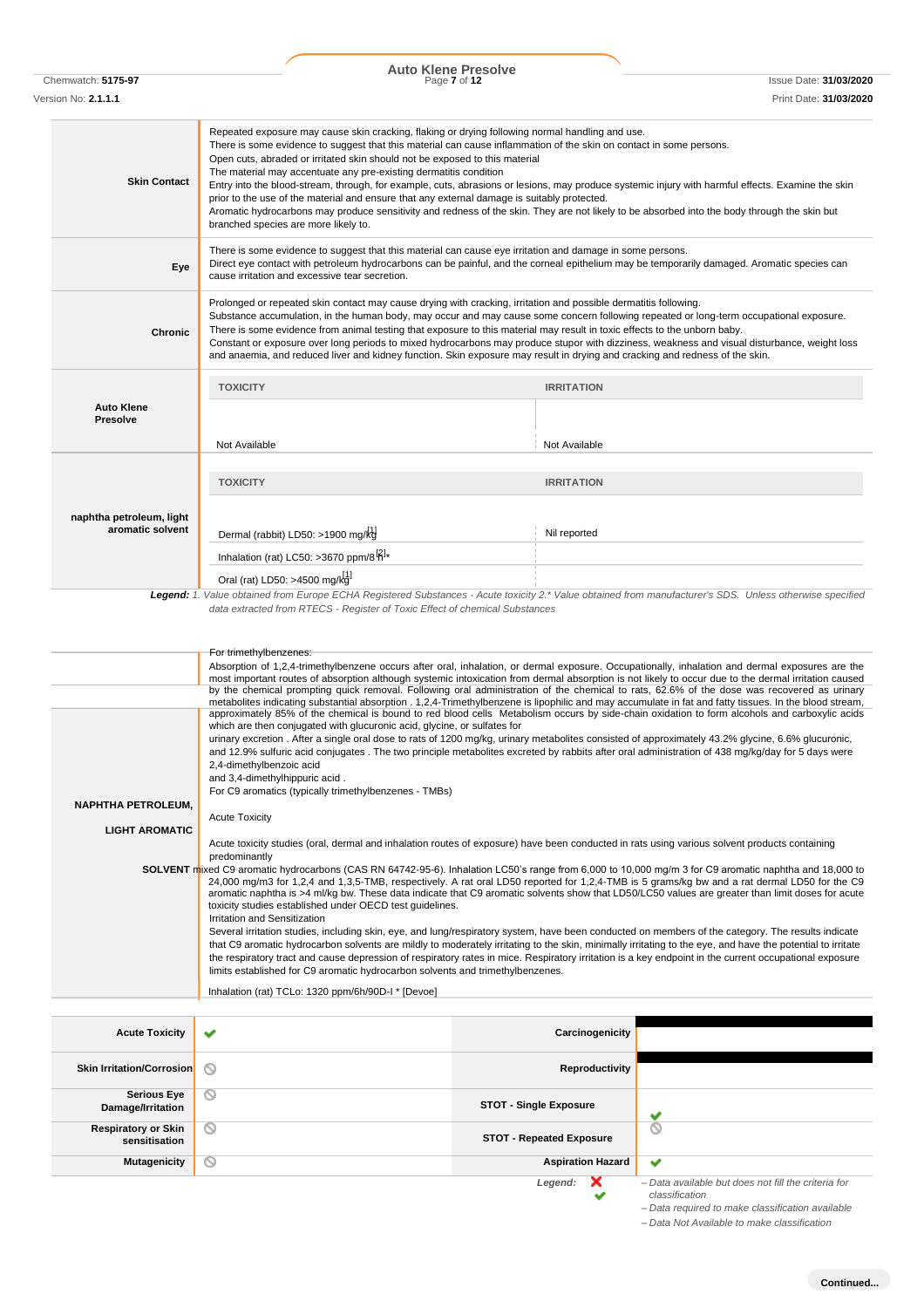| | |
|---|---|
| **Skin Contact** | Repeated exposure may cause skin cracking, flaking or drying following normal handling and use.<br>There is some evidence to suggest that this material can cause inflammation of the skin on contact in some persons.<br>Open cuts, abraded or irritated skin should not be exposed to this material<br>The material may accentuate any pre-existing dermatitis condition<br>Entry into the blood-stream, through, for example, cuts, abrasions or lesions, may produce systemic injury with harmful effects. Examine the skin prior to the use of the material and ensure that any external damage is suitably protected.<br>Aromatic hydrocarbons may produce sensitivity and redness of the skin. They are not likely to be absorbed into the body through the skin but branched species are more likely to. |
| **Eye** | There is some evidence to suggest that this material can cause eye irritation and damage in some persons.<br>Direct eye contact with petroleum hydrocarbons can be painful, and the corneal epithelium may be temporarily damaged. Aromatic species can cause irritation and excessive tear secretion. |
| **Chronic** | Prolonged or repeated skin contact may cause drying with cracking, irritation and possible dermatitis following.<br>Substance accumulation, in the human body, may occur and may cause some concern following repeated or long-term occupational exposure.<br>There is some evidence from animal testing that exposure to this material may result in toxic effects to the unborn baby.<br>Constant or exposure over long periods to mixed hydrocarbons may produce stupor with dizziness, weakness and visual disturbance, weight loss and anaemia, and reduced liver and kidney function. Skin exposure may result in drying and cracking and redness of the skin. |

| | TOXICITY | IRRITATION |
|---|---|---|
| **Auto Klene Presolve** | Not Available | Not Available |

| | TOXICITY | IRRITATION |
|---|---|---|
| **naphtha petroleum, light aromatic solvent** | Dermal (rabbit) LD50: >1900 mg/kg[1] | Nil reported |
| | Inhalation (rat) LC50: >3670 ppm/8 h[2]* | |
| | Oral (rat) LD50: >4500 mg/kg[1] | |

***Legend:*** *1. Value obtained from Europe ECHA Registered Substances - Acute toxicity 2.\* Value obtained from manufacturer's SDS. Unless otherwise specified data extracted from RTECS - Register of Toxic Effect of chemical Substances*

| | |
|---|---|
| **NAPHTHA PETROLEUM, LIGHT AROMATIC SOLVENT** | For trimethylbenzenes:<br>Absorption of 1,2,4-trimethylbenzene occurs after oral, inhalation, or dermal exposure. Occupationally, inhalation and dermal exposures are the most important routes of absorption although systemic intoxication from dermal absorption is not likely to occur due to the dermal irritation caused by the chemical prompting quick removal. Following oral administration of the chemical to rats, 62.6% of the dose was recovered as urinary metabolites indicating substantial absorption . 1,2,4-Trimethylbenzene is lipophilic and may accumulate in fat and fatty tissues. In the blood stream, approximately 85% of the chemical is bound to red blood cells Metabolism occurs by side-chain oxidation to form alcohols and carboxylic acids which are then conjugated with glucuronic acid, glycine, or sulfates for<br>urinary excretion . After a single oral dose to rats of 1200 mg/kg, urinary metabolites consisted of approximately 43.2% glycine, 6.6% glucuronic, and 12.9% sulfuric acid conjugates . The two principle metabolites excreted by rabbits after oral administration of 438 mg/kg/day for 5 days were 2,4-dimethylbenzoic acid<br>and 3,4-dimethylhippuric acid .<br>For C9 aromatics (typically trimethylbenzenes - TMBs)<br><br>Acute Toxicity<br><br>Acute toxicity studies (oral, dermal and inhalation routes of exposure) have been conducted in rats using various solvent products containing predominantly<br>mixed C9 aromatic hydrocarbons (CAS RN 64742-95-6). Inhalation LC50's range from 6,000 to 10,000 mg/m 3 for C9 aromatic naphtha and 18,000 to 24,000 mg/m3 for 1,2,4 and 1,3,5-TMB, respectively. A rat oral LD50 reported for 1,2,4-TMB is 5 grams/kg bw and a rat dermal LD50 for the C9 aromatic naphtha is >4 ml/kg bw. These data indicate that C9 aromatic solvents show that LD50/LC50 values are greater than limit doses for acute toxicity studies established under OECD test guidelines.<br>Irritation and Sensitization<br>Several irritation studies, including skin, eye, and lung/respiratory system, have been conducted on members of the category. The results indicate that C9 aromatic hydrocarbon solvents are mildly to moderately irritating to the skin, minimally irritating to the eye, and have the potential to irritate the respiratory tract and cause depression of respiratory rates in mice. Respiratory irritation is a key endpoint in the current occupational exposure limits established for C9 aromatic hydrocarbon solvents and trimethylbenzenes.<br><br>Inhalation (rat) TCLo: 1320 ppm/6h/90D-I * [Devoe] |

| | | | |
|---|---|---|---|
| **Acute Toxicity** | ✔ | **Carcinogenicity** | |
| **Skin Irritation/Corrosion** | ⊘ | **Reproductivity** | |
| **Serious Eye Damage/Irritation** | ⊘ | **STOT - Single Exposure** | ✔ |
| **Respiratory or Skin sensitisation** | ⊘ | **STOT - Repeated Exposure** | ⊘ |
| **Mutagenicity** | ⊘ | **Aspiration Hazard** | ✔ |

***Legend:*** ✘ *– Data available but does not fill the criteria for classification*
✔ *– Data required to make classification available*
⊘ *– Data Not Available to make classification*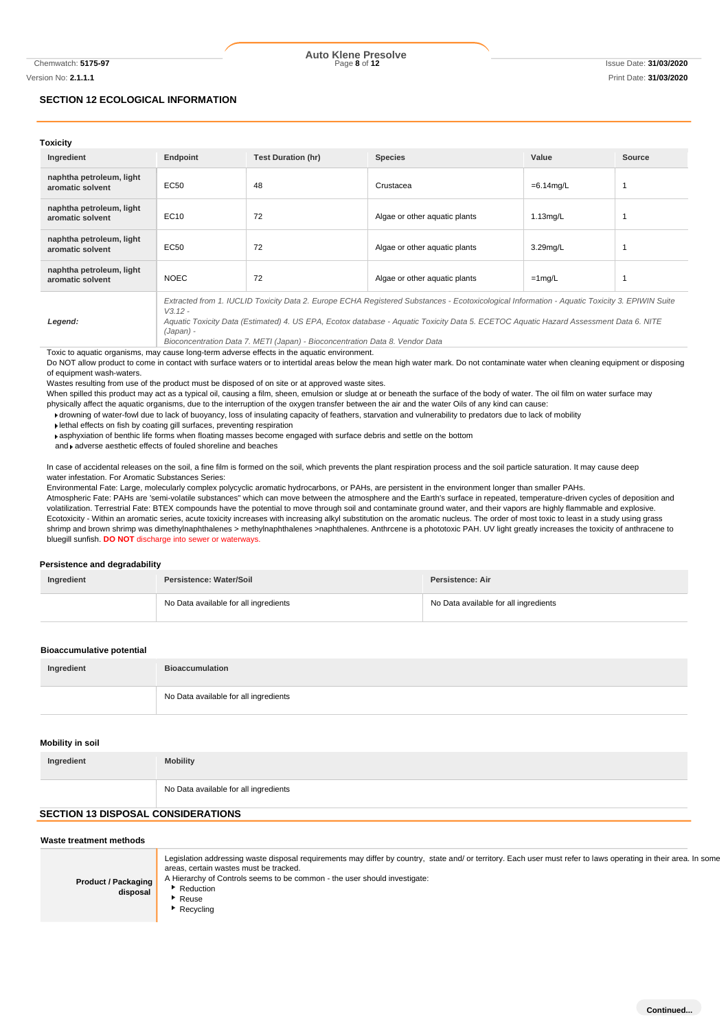## SECTION 12 ECOLOGICAL INFORMATION

### Toxicity

| Ingredient | Endpoint | Test Duration (hr) | Species | Value | Source |
|---|---|---|---|---|---|
| naphtha petroleum, light aromatic solvent | EC50 | 48 | Crustacea | =6.14mg/L | 1 |
| naphtha petroleum, light aromatic solvent | EC10 | 72 | Algae or other aquatic plants | 1.13mg/L | 1 |
| naphtha petroleum, light aromatic solvent | EC50 | 72 | Algae or other aquatic plants | 3.29mg/L | 1 |
| naphtha petroleum, light aromatic solvent | NOEC | 72 | Algae or other aquatic plants | =1mg/L | 1 |
| ***Legend:*** | *Extracted from 1. IUCLID Toxicity Data 2. Europe ECHA Registered Substances - Ecotoxicological Information - Aquatic Toxicity 3. EPIWIN Suite V3.12 - Aquatic Toxicity Data (Estimated) 4. US EPA, Ecotox database - Aquatic Toxicity Data 5. ECETOC Aquatic Hazard Assessment Data 6. NITE (Japan) - Bioconcentration Data 7. METI (Japan) - Bioconcentration Data 8. Vendor Data* | | | | |

Toxic to aquatic organisms, may cause long-term adverse effects in the aquatic environment.
Do NOT allow product to come in contact with surface waters or to intertidal areas below the mean high water mark. Do not contaminate water when cleaning equipment or disposing of equipment wash-waters.
Wastes resulting from use of the product must be disposed of on site or at approved waste sites.
When spilled this product may act as a typical oil, causing a film, sheen, emulsion or sludge at or beneath the surface of the body of water. The oil film on water surface may physically affect the aquatic organisms, due to the interruption of the oxygen transfer between the air and the water Oils of any kind can cause:

- drowning of water-fowl due to lack of buoyancy, loss of insulating capacity of feathers, starvation and vulnerability to predators due to lack of mobility
- lethal effects on fish by coating gill surfaces, preventing respiration
- asphyxiation of benthic life forms when floating masses become engaged with surface debris and settle on the bottom

and ▸ adverse aesthetic effects of fouled shoreline and beaches

In case of accidental releases on the soil, a fine film is formed on the soil, which prevents the plant respiration process and the soil particle saturation. It may cause deep water infestation. For Aromatic Substances Series:
Environmental Fate: Large, molecularly complex polycyclic aromatic hydrocarbons, or PAHs, are persistent in the environment longer than smaller PAHs.
Atmospheric Fate: PAHs are 'semi-volatile substances" which can move between the atmosphere and the Earth's surface in repeated, temperature-driven cycles of deposition and volatilization. Terrestrial Fate: BTEX compounds have the potential to move through soil and contaminate ground water, and their vapors are highly flammable and explosive.
Ecotoxicity - Within an aromatic series, acute toxicity increases with increasing alkyl substitution on the aromatic nucleus. The order of most toxic to least in a study using grass shrimp and brown shrimp was dimethylnaphthalenes > methylnaphthalenes >naphthalenes. Anthrcene is a phototoxic PAH. UV light greatly increases the toxicity of anthracene to bluegill sunfish. **DO NOT** discharge into sewer or waterways.

### Persistence and degradability

| Ingredient | Persistence: Water/Soil | Persistence: Air |
|---|---|---|
| | No Data available for all ingredients | No Data available for all ingredients |

### Bioaccumulative potential

| Ingredient | Bioaccumulation |
|---|---|
| | No Data available for all ingredients |

### Mobility in soil

| Ingredient | Mobility |
|---|---|
| | No Data available for all ingredients |

## SECTION 13 DISPOSAL CONSIDERATIONS

### Waste treatment methods

| | |
|---|---|
| **Product / Packaging disposal** | Legislation addressing waste disposal requirements may differ by country, state and/ or territory. Each user must refer to laws operating in their area. In some areas, certain wastes must be tracked.<br>A Hierarchy of Controls seems to be common - the user should investigate:<br>▸ Reduction<br>▸ Reuse<br>▸ Recycling |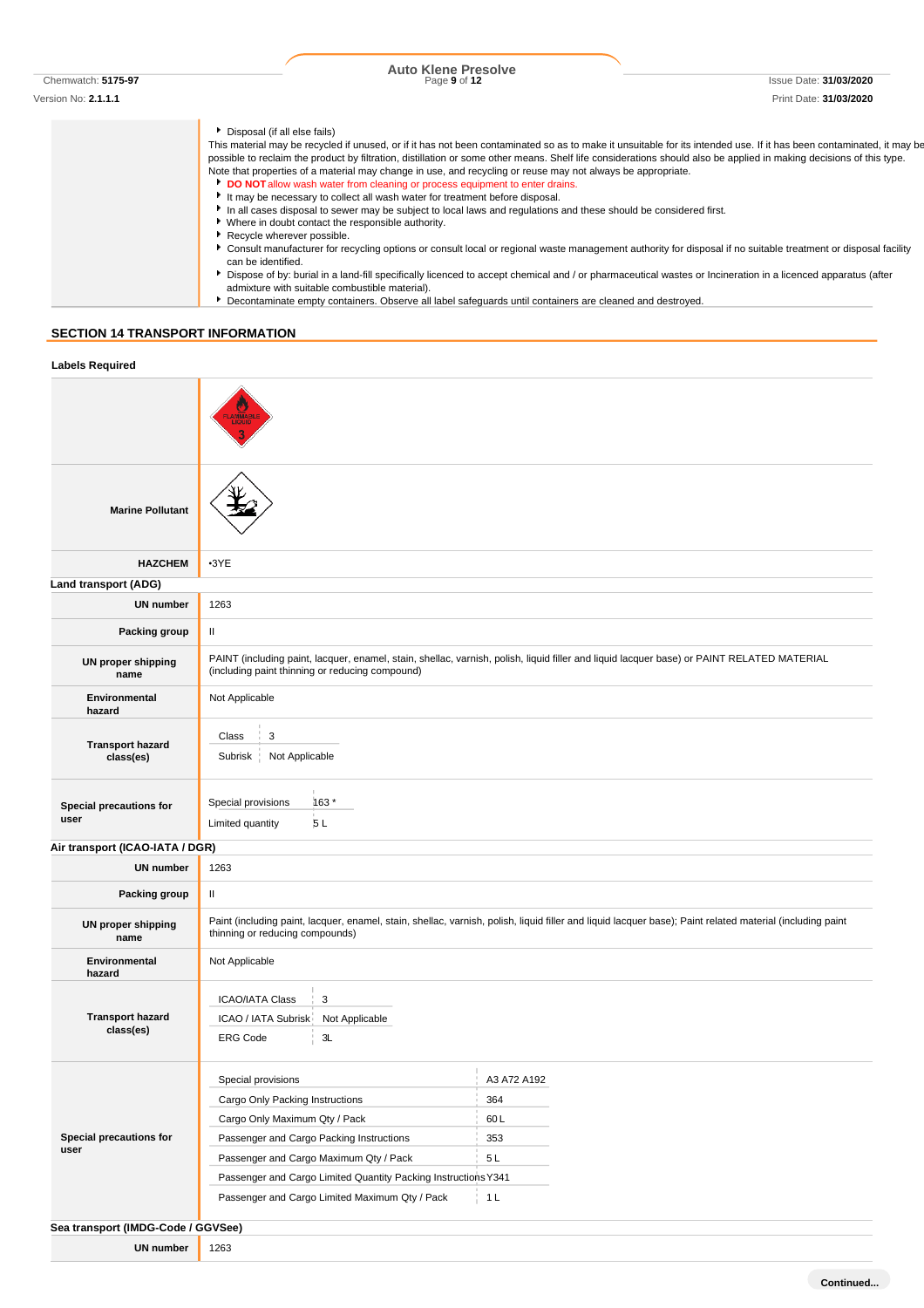| | |
|---|---|
| | ▸ Disposal (if all else fails)<br>This material may be recycled if unused, or if it has not been contaminated so as to make it unsuitable for its intended use. If it has been contaminated, it may be possible to reclaim the product by filtration, distillation or some other means. Shelf life considerations should also be applied in making decisions of this type. Note that properties of a material may change in use, and recycling or reuse may not always be appropriate.<br>▸ **DO NOT** allow wash water from cleaning or process equipment to enter drains.<br>▸ It may be necessary to collect all wash water for treatment before disposal.<br>▸ In all cases disposal to sewer may be subject to local laws and regulations and these should be considered first.<br>▸ Where in doubt contact the responsible authority.<br>▸ Recycle wherever possible.<br>▸ Consult manufacturer for recycling options or consult local or regional waste management authority for disposal if no suitable treatment or disposal facility can be identified.<br>▸ Dispose of by: burial in a land-fill specifically licenced to accept chemical and / or pharmaceutical wastes or Incineration in a licenced apparatus (after admixture with suitable combustible material).<br>▸ Decontaminate empty containers. Observe all label safeguards until containers are cleaned and destroyed. |

## SECTION 14 TRANSPORT INFORMATION

### Labels Required

| | |
|---|---|
| | FLAMMABLE LIQUID 3 |
| **Marine Pollutant** | |
| **HAZCHEM** | •3YE |

### Land transport (ADG)

| | |
|---|---|
| **UN number** | 1263 |
| **Packing group** | II |
| **UN proper shipping name** | PAINT (including paint, lacquer, enamel, stain, shellac, varnish, polish, liquid filler and liquid lacquer base) or PAINT RELATED MATERIAL (including paint thinning or reducing compound) |
| **Environmental hazard** | Not Applicable |
| **Transport hazard class(es)** | Class: 3<br>Subrisk: Not Applicable |
| **Special precautions for user** | Special provisions: 163 *<br>Limited quantity: 5 L |

### Air transport (ICAO-IATA / DGR)

| | |
|---|---|
| **UN number** | 1263 |
| **Packing group** | II |
| **UN proper shipping name** | Paint (including paint, lacquer, enamel, stain, shellac, varnish, polish, liquid filler and liquid lacquer base); Paint related material (including paint thinning or reducing compounds) |
| **Environmental hazard** | Not Applicable |
| **Transport hazard class(es)** | ICAO/IATA Class: 3<br>ICAO / IATA Subrisk: Not Applicable<br>ERG Code: 3L |
| **Special precautions for user** | Special provisions: A3 A72 A192<br>Cargo Only Packing Instructions: 364<br>Cargo Only Maximum Qty / Pack: 60 L<br>Passenger and Cargo Packing Instructions: 353<br>Passenger and Cargo Maximum Qty / Pack: 5 L<br>Passenger and Cargo Limited Quantity Packing Instructions: Y341<br>Passenger and Cargo Limited Maximum Qty / Pack: 1 L |

### Sea transport (IMDG-Code / GGVSee)

| | |
|---|---|
| **UN number** | 1263 |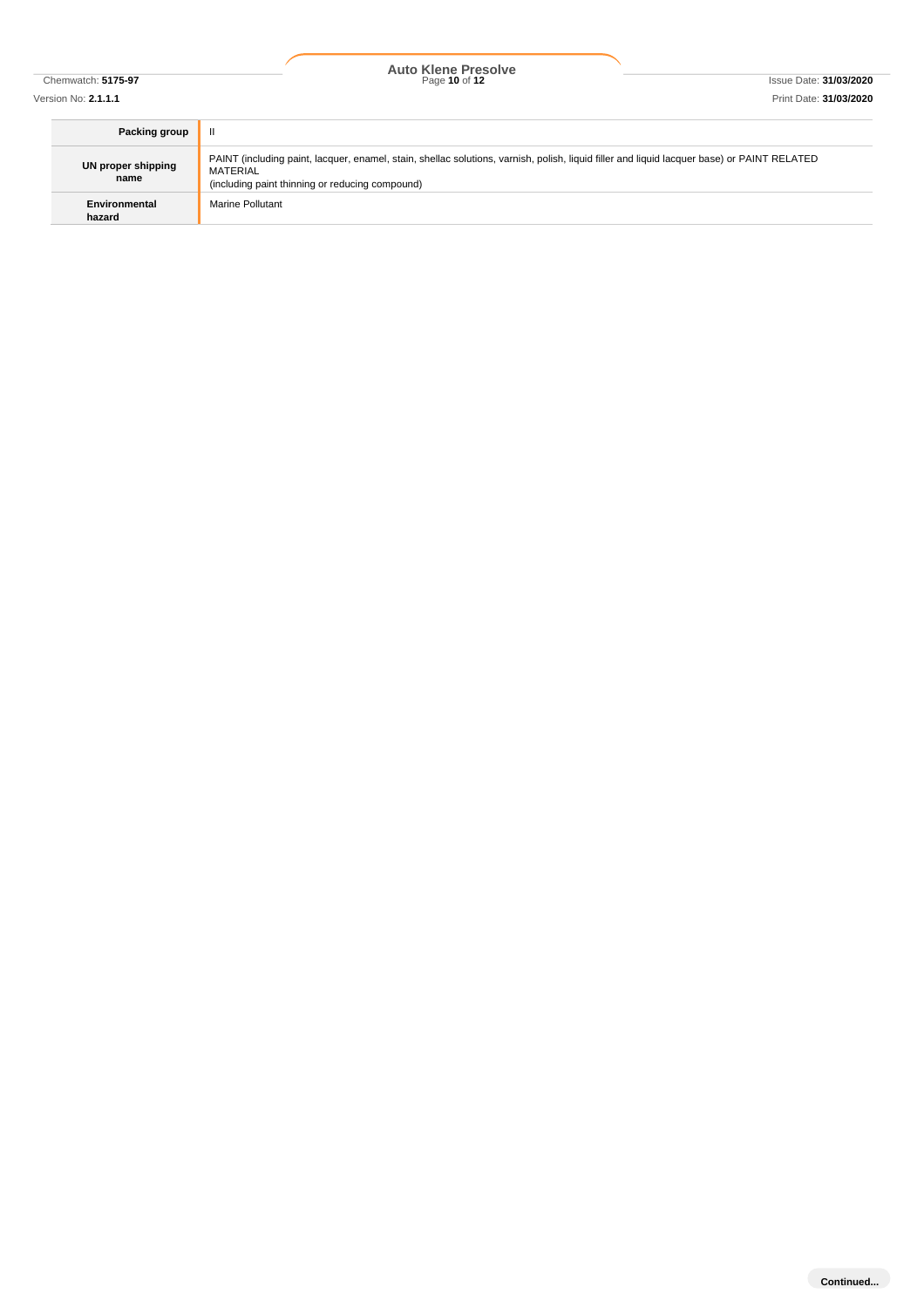| | |
|---|---|
| **Packing group** | II |
| **UN proper shipping name** | PAINT (including paint, lacquer, enamel, stain, shellac solutions, varnish, polish, liquid filler and liquid lacquer base) or PAINT RELATED MATERIAL (including paint thinning or reducing compound) |
| **Environmental hazard** | Marine Pollutant |

Continued...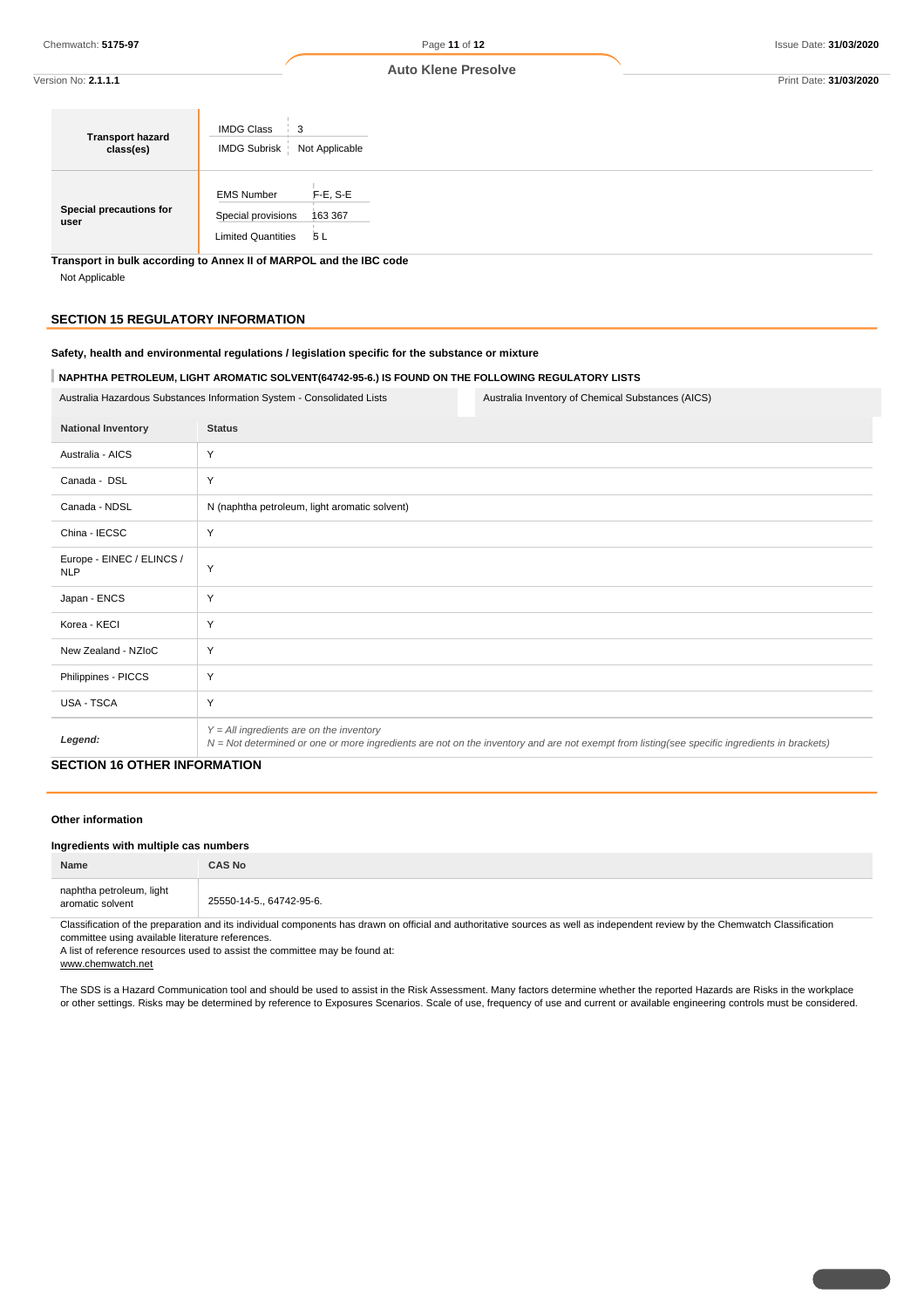| | | |
|---|---|---|
| **Transport hazard class(es)** | IMDG Class | 3 |
| | IMDG Subrisk | Not Applicable |
| **Special precautions for user** | EMS Number | F-E, S-E |
| | Special provisions | 163 367 |
| | Limited Quantities | 5 L |

**Transport in bulk according to Annex II of MARPOL and the IBC code**

Not Applicable

## SECTION 15 REGULATORY INFORMATION

**Safety, health and environmental regulations / legislation specific for the substance or mixture**

**NAPHTHA PETROLEUM, LIGHT AROMATIC SOLVENT(64742-95-6.) IS FOUND ON THE FOLLOWING REGULATORY LISTS**

| | |
|---|---|
| Australia Hazardous Substances Information System - Consolidated Lists | Australia Inventory of Chemical Substances (AICS) |

| National Inventory | Status |
|---|---|
| Australia - AICS | Y |
| Canada - DSL | Y |
| Canada - NDSL | N (naphtha petroleum, light aromatic solvent) |
| China - IECSC | Y |
| Europe - EINEC / ELINCS / NLP | Y |
| Japan - ENCS | Y |
| Korea - KECI | Y |
| New Zealand - NZIoC | Y |
| Philippines - PICCS | Y |
| USA - TSCA | Y |
| *Legend:* | *Y = All ingredients are on the inventory*<br>*N = Not determined or one or more ingredients are not on the inventory and are not exempt from listing(see specific ingredients in brackets)* |

## SECTION 16 OTHER INFORMATION

**Other information**

**Ingredients with multiple cas numbers**

| Name | CAS No |
|---|---|
| naphtha petroleum, light aromatic solvent | 25550-14-5., 64742-95-6. |

Classification of the preparation and its individual components has drawn on official and authoritative sources as well as independent review by the Chemwatch Classification committee using available literature references.
A list of reference resources used to assist the committee may be found at:
www.chemwatch.net

The SDS is a Hazard Communication tool and should be used to assist in the Risk Assessment. Many factors determine whether the reported Hazards are Risks in the workplace or other settings. Risks may be determined by reference to Exposures Scenarios. Scale of use, frequency of use and current or available engineering controls must be considered.